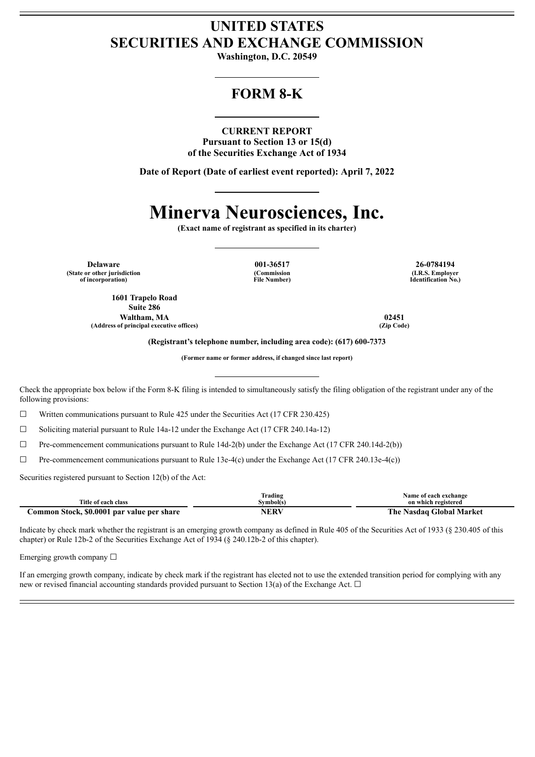# UNITED STATES
# SECURITIES AND EXCHANGE COMMISSION

**Washington, D.C. 20549**

## FORM 8-K

**CURRENT REPORT**
**Pursuant to Section 13 or 15(d)**
**of the Securities Exchange Act of 1934**

**Date of Report (Date of earliest event reported): April 7, 2022**

# Minerva Neurosciences, Inc.

**(Exact name of registrant as specified in its charter)**

| Delaware | 001-36517 | 26-0784194 |
|---|---|---|
| (State or other jurisdiction of incorporation) | (Commission File Number) | (I.R.S. Employer Identification No.) |

| 1601 Trapelo Road Suite 286 Waltham, MA | 02451 |
|---|---|
| (Address of principal executive offices) | (Zip Code) |

**(Registrant's telephone number, including area code): (617) 600-7373**

**(Former name or former address, if changed since last report)**

Check the appropriate box below if the Form 8-K filing is intended to simultaneously satisfy the filing obligation of the registrant under any of the following provisions:

☐ Written communications pursuant to Rule 425 under the Securities Act (17 CFR 230.425)

☐ Soliciting material pursuant to Rule 14a-12 under the Exchange Act (17 CFR 240.14a-12)

☐ Pre-commencement communications pursuant to Rule 14d-2(b) under the Exchange Act (17 CFR 240.14d-2(b))

☐ Pre-commencement communications pursuant to Rule 13e-4(c) under the Exchange Act (17 CFR 240.13e-4(c))

Securities registered pursuant to Section 12(b) of the Act:

| Title of each class | Trading Symbol(s) | Name of each exchange on which registered |
|---|---|---|
| **Common Stock, $0.0001 par value per share** | **NERV** | **The Nasdaq Global Market** |

Indicate by check mark whether the registrant is an emerging growth company as defined in Rule 405 of the Securities Act of 1933 (§ 230.405 of this chapter) or Rule 12b-2 of the Securities Exchange Act of 1934 (§ 240.12b-2 of this chapter).

Emerging growth company ☐

If an emerging growth company, indicate by check mark if the registrant has elected not to use the extended transition period for complying with any new or revised financial accounting standards provided pursuant to Section 13(a) of the Exchange Act. ☐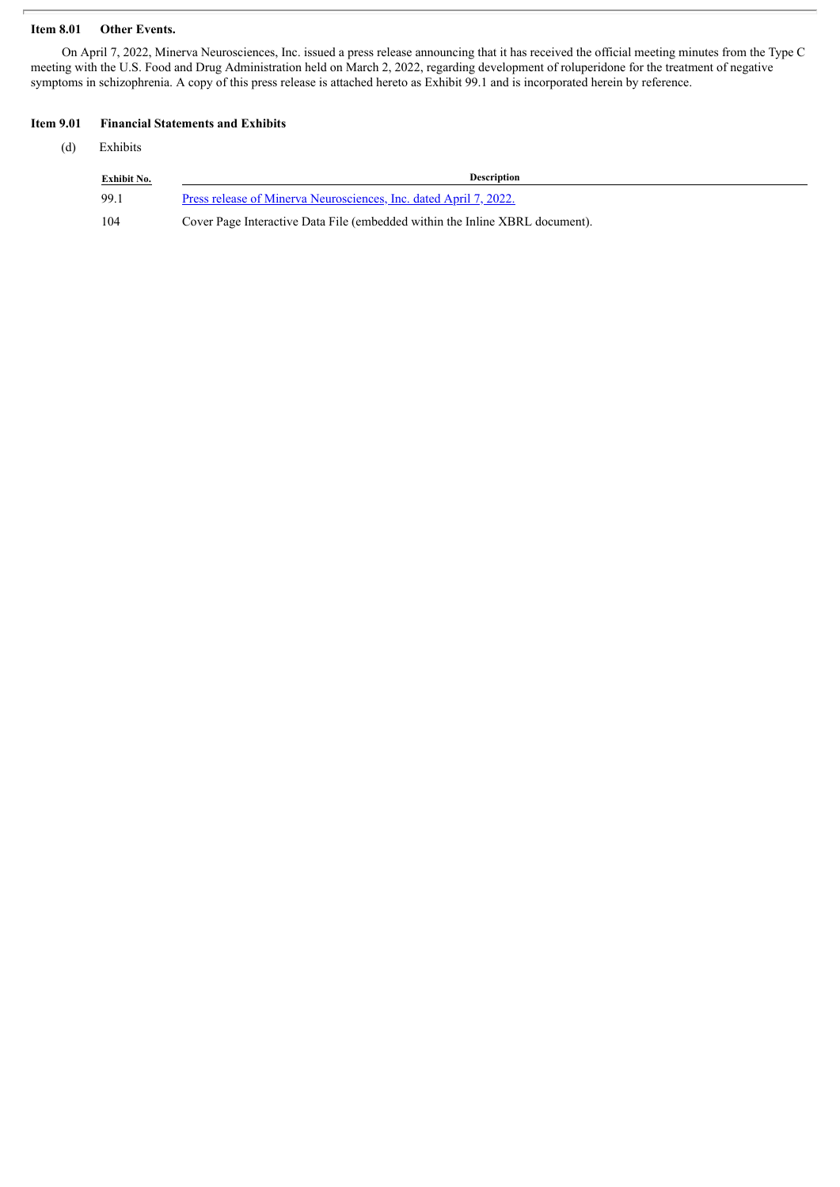**Item 8.01 Other Events.**

On April 7, 2022, Minerva Neurosciences, Inc. issued a press release announcing that it has received the official meeting minutes from the Type C meeting with the U.S. Food and Drug Administration held on March 2, 2022, regarding development of roluperidone for the treatment of negative symptoms in schizophrenia. A copy of this press release is attached hereto as Exhibit 99.1 and is incorporated herein by reference.

**Item 9.01 Financial Statements and Exhibits**

(d) Exhibits

| Exhibit No. | Description |
|---|---|
| 99.1 | Press release of Minerva Neurosciences, Inc. dated April 7, 2022. |
| 104 | Cover Page Interactive Data File (embedded within the Inline XBRL document). |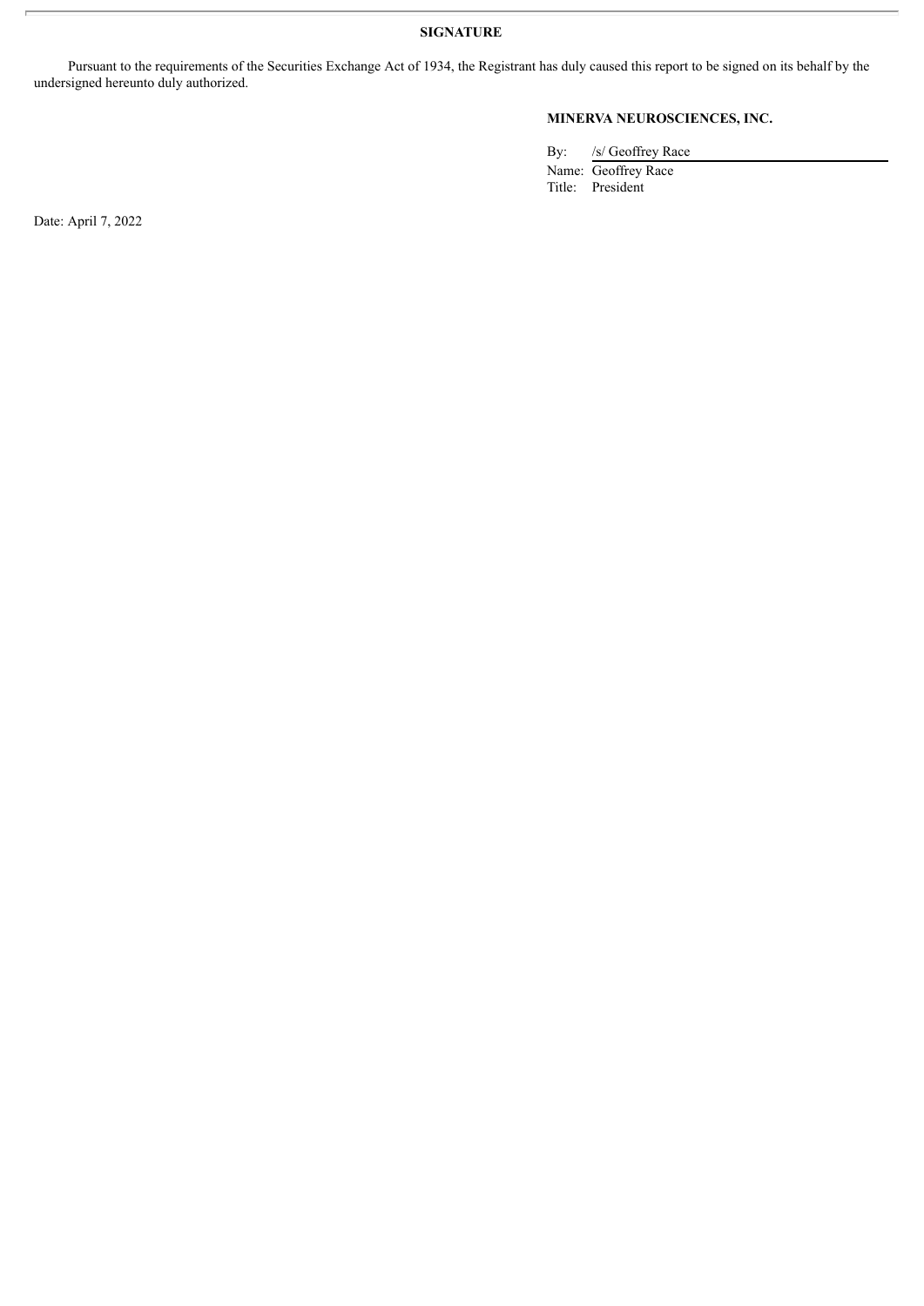**SIGNATURE**

Pursuant to the requirements of the Securities Exchange Act of 1934, the Registrant has duly caused this report to be signed on its behalf by the undersigned hereunto duly authorized.

**MINERVA NEUROSCIENCES, INC.**

By: /s/ Geoffrey Race

Name: Geoffrey Race

Title: President

Date: April 7, 2022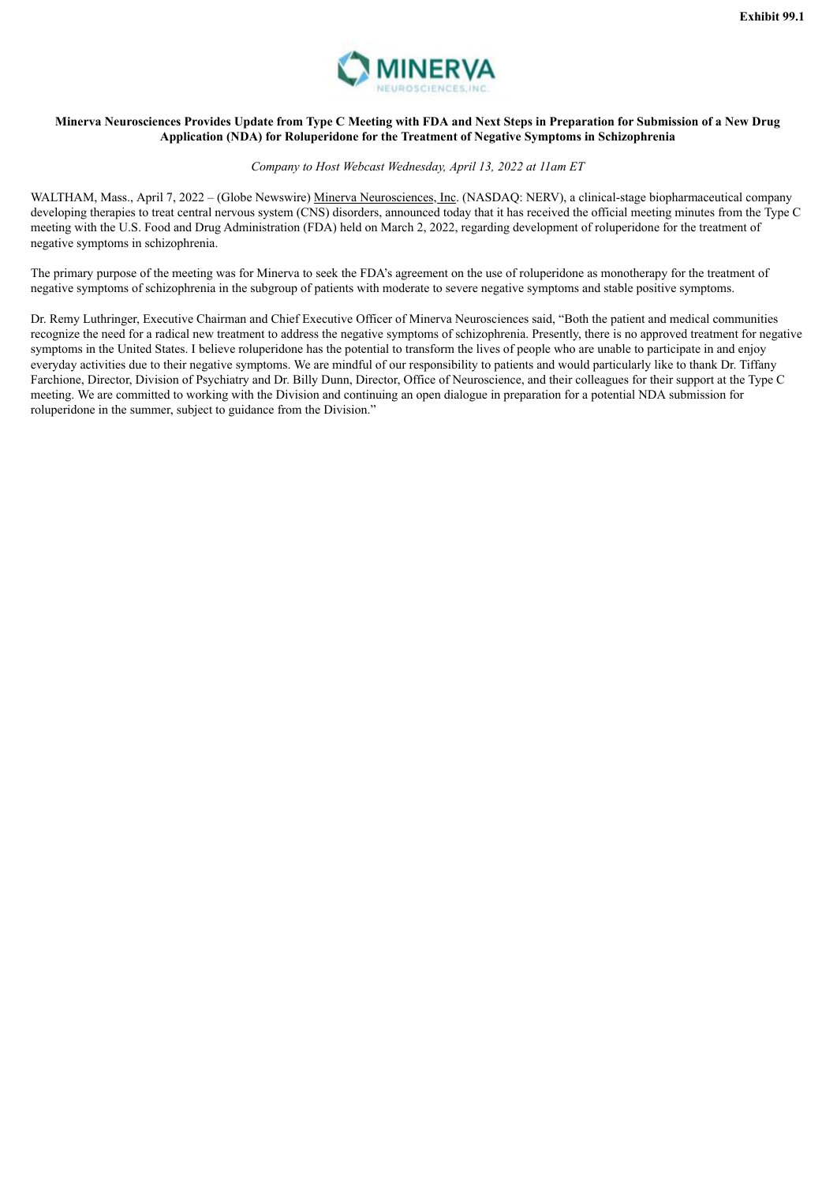**Exhibit 99.1**

MINERVA NEUROSCIENCES, INC.

**Minerva Neurosciences Provides Update from Type C Meeting with FDA and Next Steps in Preparation for Submission of a New Drug Application (NDA) for Roluperidone for the Treatment of Negative Symptoms in Schizophrenia**

*Company to Host Webcast Wednesday, April 13, 2022 at 11am ET*

WALTHAM, Mass., April 7, 2022 – (Globe Newswire) Minerva Neurosciences, Inc. (NASDAQ: NERV), a clinical-stage biopharmaceutical company developing therapies to treat central nervous system (CNS) disorders, announced today that it has received the official meeting minutes from the Type C meeting with the U.S. Food and Drug Administration (FDA) held on March 2, 2022, regarding development of roluperidone for the treatment of negative symptoms in schizophrenia.

The primary purpose of the meeting was for Minerva to seek the FDA's agreement on the use of roluperidone as monotherapy for the treatment of negative symptoms of schizophrenia in the subgroup of patients with moderate to severe negative symptoms and stable positive symptoms.

Dr. Remy Luthringer, Executive Chairman and Chief Executive Officer of Minerva Neurosciences said, "Both the patient and medical communities recognize the need for a radical new treatment to address the negative symptoms of schizophrenia. Presently, there is no approved treatment for negative symptoms in the United States. I believe roluperidone has the potential to transform the lives of people who are unable to participate in and enjoy everyday activities due to their negative symptoms. We are mindful of our responsibility to patients and would particularly like to thank Dr. Tiffany Farchione, Director, Division of Psychiatry and Dr. Billy Dunn, Director, Office of Neuroscience, and their colleagues for their support at the Type C meeting. We are committed to working with the Division and continuing an open dialogue in preparation for a potential NDA submission for roluperidone in the summer, subject to guidance from the Division."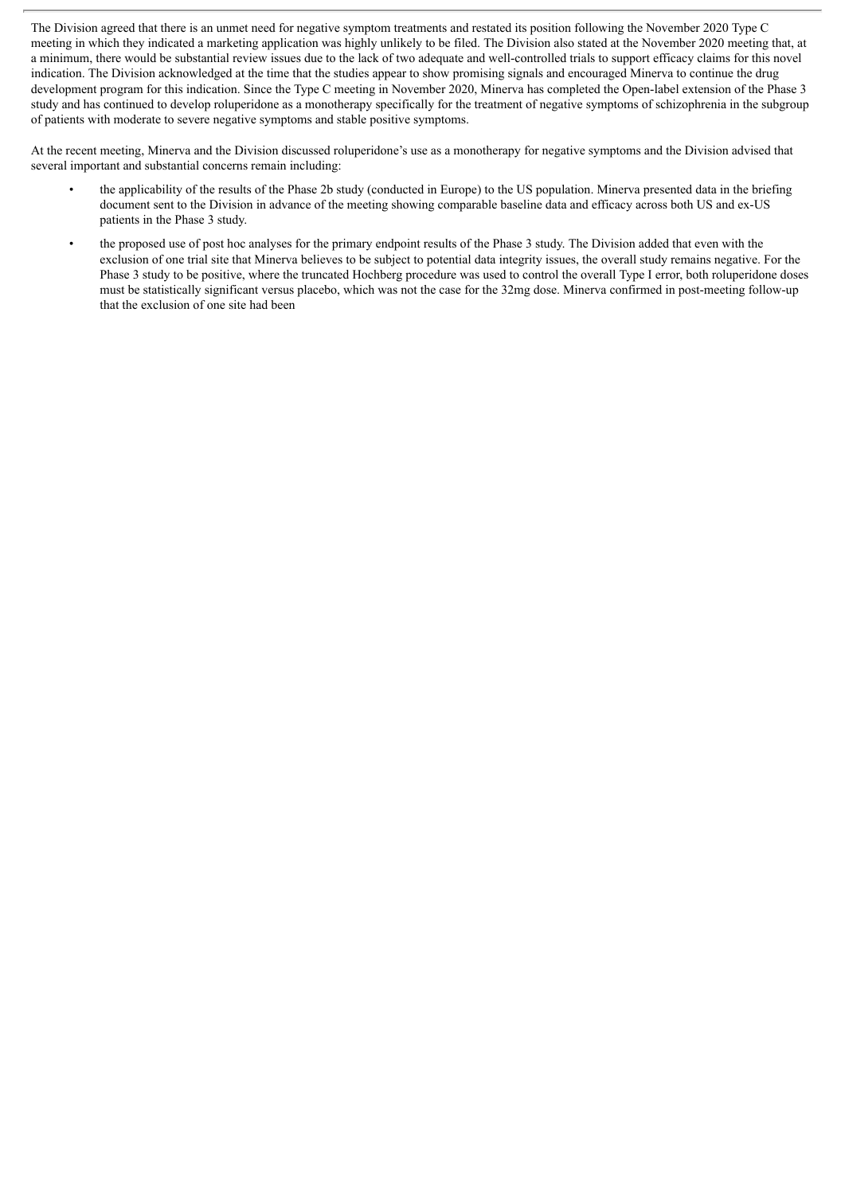The Division agreed that there is an unmet need for negative symptom treatments and restated its position following the November 2020 Type C meeting in which they indicated a marketing application was highly unlikely to be filed. The Division also stated at the November 2020 meeting that, at a minimum, there would be substantial review issues due to the lack of two adequate and well-controlled trials to support efficacy claims for this novel indication. The Division acknowledged at the time that the studies appear to show promising signals and encouraged Minerva to continue the drug development program for this indication. Since the Type C meeting in November 2020, Minerva has completed the Open-label extension of the Phase 3 study and has continued to develop roluperidone as a monotherapy specifically for the treatment of negative symptoms of schizophrenia in the subgroup of patients with moderate to severe negative symptoms and stable positive symptoms.

At the recent meeting, Minerva and the Division discussed roluperidone's use as a monotherapy for negative symptoms and the Division advised that several important and substantial concerns remain including:

- the applicability of the results of the Phase 2b study (conducted in Europe) to the US population. Minerva presented data in the briefing document sent to the Division in advance of the meeting showing comparable baseline data and efficacy across both US and ex-US patients in the Phase 3 study.
- the proposed use of post hoc analyses for the primary endpoint results of the Phase 3 study. The Division added that even with the exclusion of one trial site that Minerva believes to be subject to potential data integrity issues, the overall study remains negative. For the Phase 3 study to be positive, where the truncated Hochberg procedure was used to control the overall Type I error, both roluperidone doses must be statistically significant versus placebo, which was not the case for the 32mg dose. Minerva confirmed in post-meeting follow-up that the exclusion of one site had been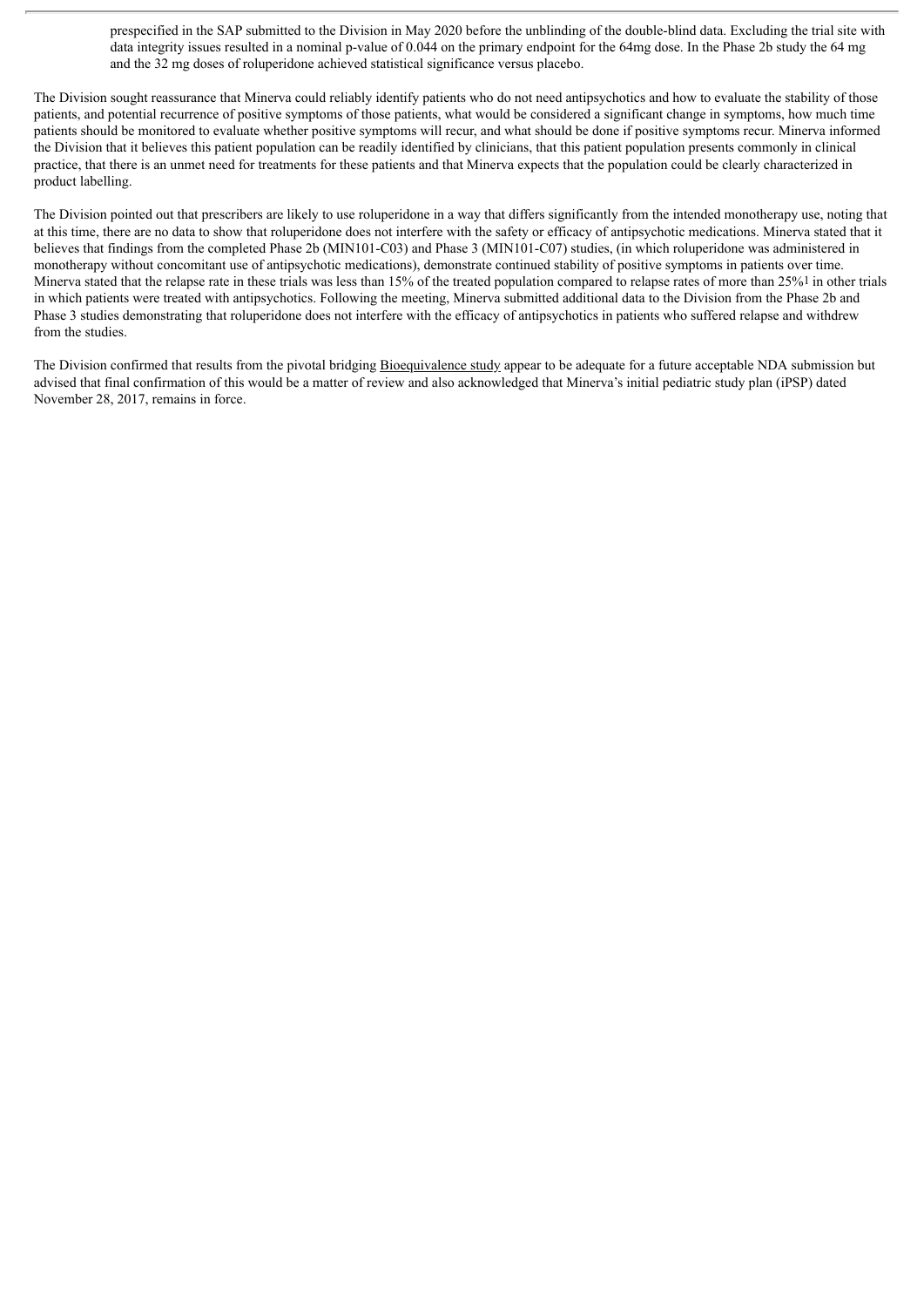prespecified in the SAP submitted to the Division in May 2020 before the unblinding of the double-blind data. Excluding the trial site with data integrity issues resulted in a nominal p-value of 0.044 on the primary endpoint for the 64mg dose. In the Phase 2b study the 64 mg and the 32 mg doses of roluperidone achieved statistical significance versus placebo.

The Division sought reassurance that Minerva could reliably identify patients who do not need antipsychotics and how to evaluate the stability of those patients, and potential recurrence of positive symptoms of those patients, what would be considered a significant change in symptoms, how much time patients should be monitored to evaluate whether positive symptoms will recur, and what should be done if positive symptoms recur. Minerva informed the Division that it believes this patient population can be readily identified by clinicians, that this patient population presents commonly in clinical practice, that there is an unmet need for treatments for these patients and that Minerva expects that the population could be clearly characterized in product labelling.

The Division pointed out that prescribers are likely to use roluperidone in a way that differs significantly from the intended monotherapy use, noting that at this time, there are no data to show that roluperidone does not interfere with the safety or efficacy of antipsychotic medications. Minerva stated that it believes that findings from the completed Phase 2b (MIN101-C03) and Phase 3 (MIN101-C07) studies, (in which roluperidone was administered in monotherapy without concomitant use of antipsychotic medications), demonstrate continued stability of positive symptoms in patients over time. Minerva stated that the relapse rate in these trials was less than 15% of the treated population compared to relapse rates of more than 25%[1] in other trials in which patients were treated with antipsychotics. Following the meeting, Minerva submitted additional data to the Division from the Phase 2b and Phase 3 studies demonstrating that roluperidone does not interfere with the efficacy of antipsychotics in patients who suffered relapse and withdrew from the studies.

The Division confirmed that results from the pivotal bridging Bioequivalence study appear to be adequate for a future acceptable NDA submission but advised that final confirmation of this would be a matter of review and also acknowledged that Minerva's initial pediatric study plan (iPSP) dated November 28, 2017, remains in force.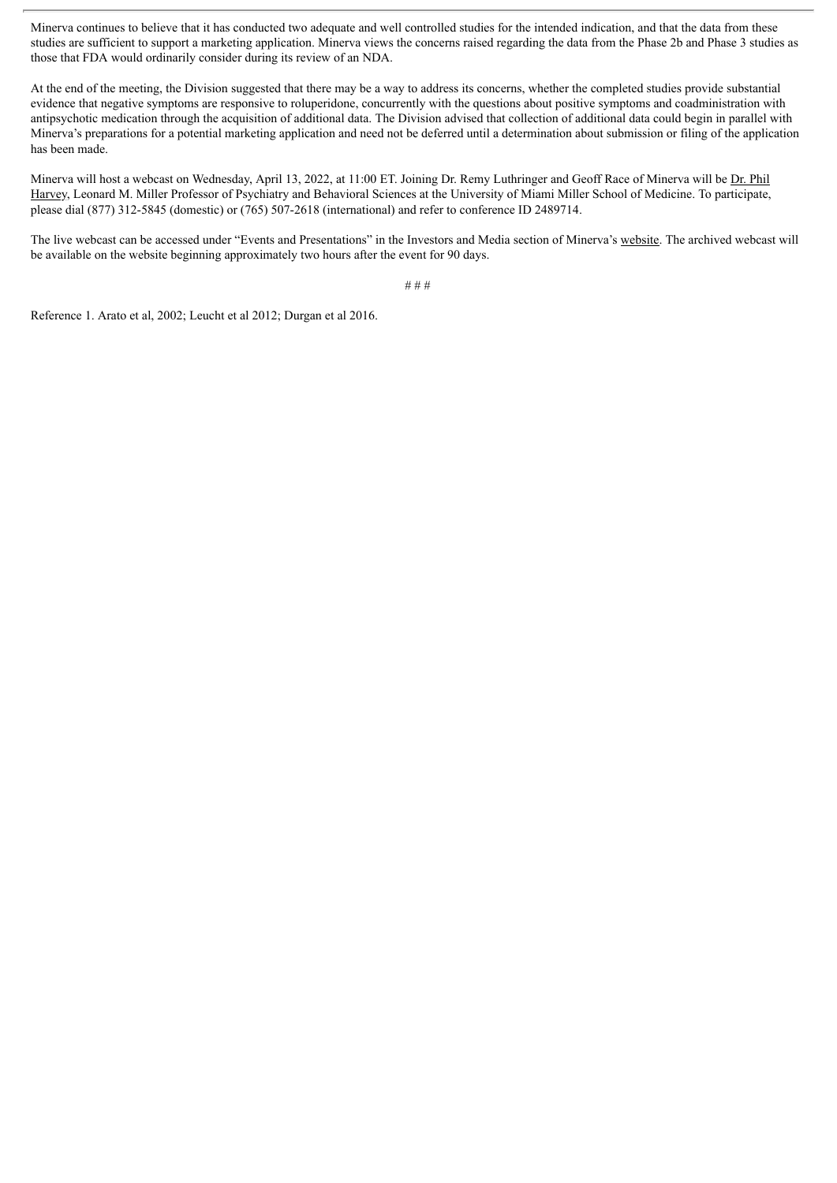Minerva continues to believe that it has conducted two adequate and well controlled studies for the intended indication, and that the data from these studies are sufficient to support a marketing application. Minerva views the concerns raised regarding the data from the Phase 2b and Phase 3 studies as those that FDA would ordinarily consider during its review of an NDA.

At the end of the meeting, the Division suggested that there may be a way to address its concerns, whether the completed studies provide substantial evidence that negative symptoms are responsive to roluperidone, concurrently with the questions about positive symptoms and coadministration with antipsychotic medication through the acquisition of additional data. The Division advised that collection of additional data could begin in parallel with Minerva's preparations for a potential marketing application and need not be deferred until a determination about submission or filing of the application has been made.

Minerva will host a webcast on Wednesday, April 13, 2022, at 11:00 ET. Joining Dr. Remy Luthringer and Geoff Race of Minerva will be Dr. Phil Harvey, Leonard M. Miller Professor of Psychiatry and Behavioral Sciences at the University of Miami Miller School of Medicine. To participate, please dial (877) 312-5845 (domestic) or (765) 507-2618 (international) and refer to conference ID 2489714.

The live webcast can be accessed under "Events and Presentations" in the Investors and Media section of Minerva's website. The archived webcast will be available on the website beginning approximately two hours after the event for 90 days.

# # #

Reference 1. Arato et al, 2002; Leucht et al 2012; Durgan et al 2016.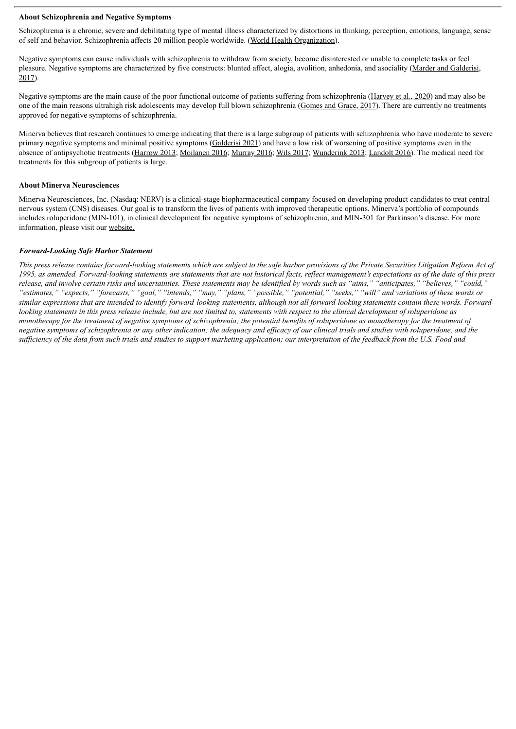**About Schizophrenia and Negative Symptoms**

Schizophrenia is a chronic, severe and debilitating type of mental illness characterized by distortions in thinking, perception, emotions, language, sense of self and behavior. Schizophrenia affects 20 million people worldwide. (World Health Organization).

Negative symptoms can cause individuals with schizophrenia to withdraw from society, become disinterested or unable to complete tasks or feel pleasure. Negative symptoms are characterized by five constructs: blunted affect, alogia, avolition, anhedonia, and asociality (Marder and Galderisi, 2017).

Negative symptoms are the main cause of the poor functional outcome of patients suffering from schizophrenia (Harvey et al., 2020) and may also be one of the main reasons ultrahigh risk adolescents may develop full blown schizophrenia (Gomes and Grace, 2017). There are currently no treatments approved for negative symptoms of schizophrenia.

Minerva believes that research continues to emerge indicating that there is a large subgroup of patients with schizophrenia who have moderate to severe primary negative symptoms and minimal positive symptoms (Galderisi 2021) and have a low risk of worsening of positive symptoms even in the absence of antipsychotic treatments (Harrow 2013; Moilanen 2016; Murray 2016; Wils 2017; Wunderink 2013; Landolt 2016). The medical need for treatments for this subgroup of patients is large.

**About Minerva Neurosciences**

Minerva Neurosciences, Inc. (Nasdaq: NERV) is a clinical-stage biopharmaceutical company focused on developing product candidates to treat central nervous system (CNS) diseases. Our goal is to transform the lives of patients with improved therapeutic options. Minerva's portfolio of compounds includes roluperidone (MIN-101), in clinical development for negative symptoms of schizophrenia, and MIN-301 for Parkinson's disease. For more information, please visit our website.

***Forward-Looking Safe Harbor Statement***

*This press release contains forward-looking statements which are subject to the safe harbor provisions of the Private Securities Litigation Reform Act of 1995, as amended. Forward-looking statements are statements that are not historical facts, reflect management's expectations as of the date of this press release, and involve certain risks and uncertainties. These statements may be identified by words such as "aims," "anticipates," "believes," "could," "estimates," "expects," "forecasts," "goal," "intends," "may," "plans," "possible," "potential," "seeks," "will" and variations of these words or similar expressions that are intended to identify forward-looking statements, although not all forward-looking statements contain these words. Forward-looking statements in this press release include, but are not limited to, statements with respect to the clinical development of roluperidone as monotherapy for the treatment of negative symptoms of schizophrenia; the potential benefits of roluperidone as monotherapy for the treatment of negative symptoms of schizophrenia or any other indication; the adequacy and efficacy of our clinical trials and studies with roluperidone, and the sufficiency of the data from such trials and studies to support marketing application; our interpretation of the feedback from the U.S. Food and*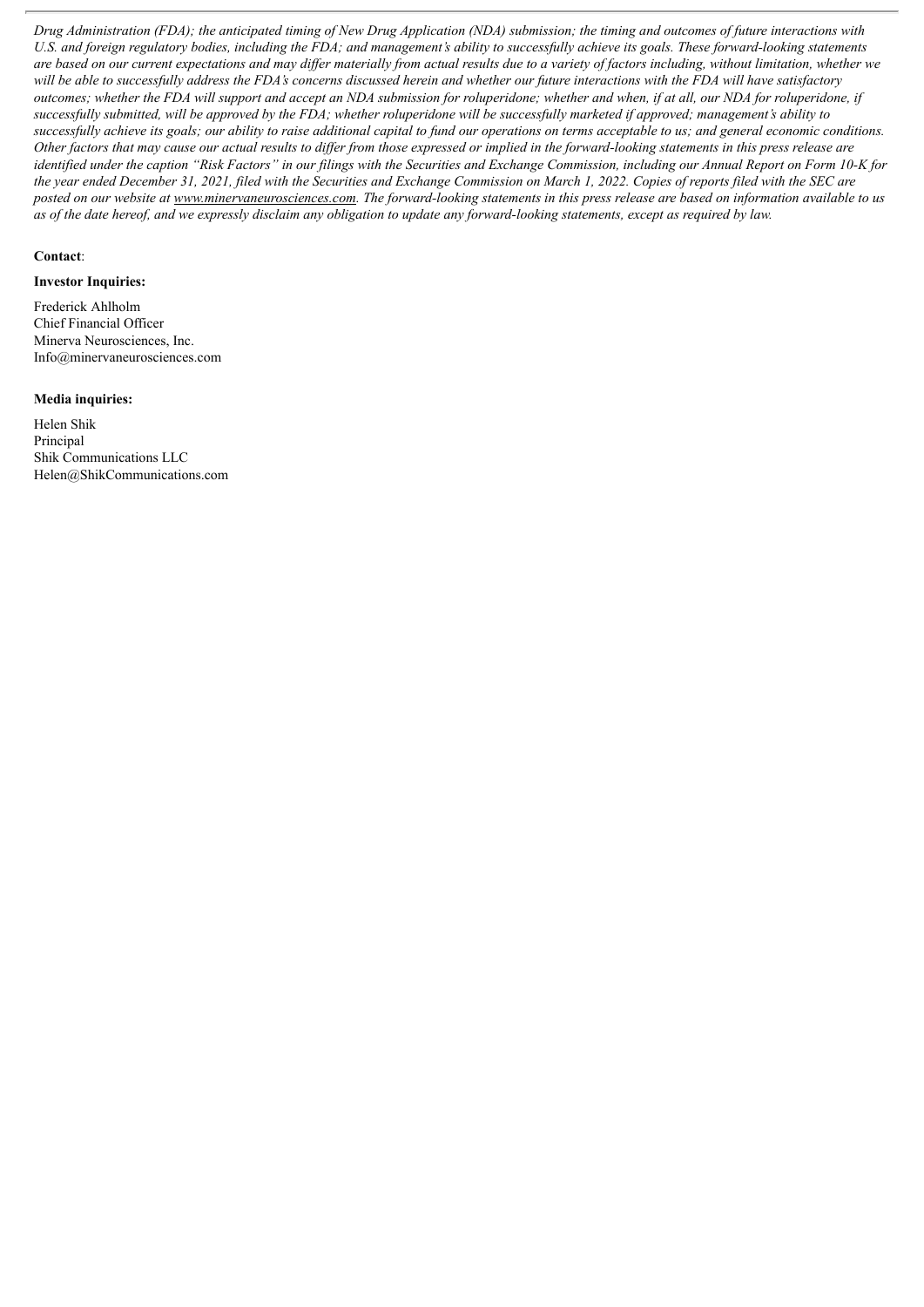*Drug Administration (FDA); the anticipated timing of New Drug Application (NDA) submission; the timing and outcomes of future interactions with U.S. and foreign regulatory bodies, including the FDA; and management's ability to successfully achieve its goals. These forward-looking statements are based on our current expectations and may differ materially from actual results due to a variety of factors including, without limitation, whether we will be able to successfully address the FDA's concerns discussed herein and whether our future interactions with the FDA will have satisfactory outcomes; whether the FDA will support and accept an NDA submission for roluperidone; whether and when, if at all, our NDA for roluperidone, if successfully submitted, will be approved by the FDA; whether roluperidone will be successfully marketed if approved; management's ability to successfully achieve its goals; our ability to raise additional capital to fund our operations on terms acceptable to us; and general economic conditions. Other factors that may cause our actual results to differ from those expressed or implied in the forward-looking statements in this press release are identified under the caption "Risk Factors" in our filings with the Securities and Exchange Commission, including our Annual Report on Form 10-K for the year ended December 31, 2021, filed with the Securities and Exchange Commission on March 1, 2022. Copies of reports filed with the SEC are posted on our website at www.minervaneurosciences.com. The forward-looking statements in this press release are based on information available to us as of the date hereof, and we expressly disclaim any obligation to update any forward-looking statements, except as required by law.*

**Contact**:

**Investor Inquiries:**

Frederick Ahlholm
Chief Financial Officer
Minerva Neurosciences, Inc.
Info@minervaneurosciences.com

**Media inquiries:**

Helen Shik
Principal
Shik Communications LLC
Helen@ShikCommunications.com